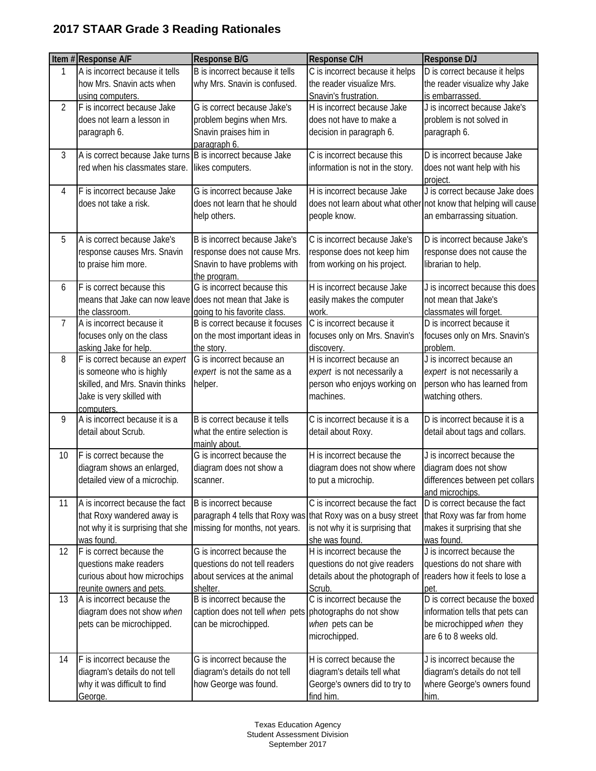# 2017 STAAR Grade 3 Reading Rationales

| Item # | Response A/F | Response B/G | Response C/H | Response D/J |
|---|---|---|---|---|
| 1 | A is incorrect because it tells how Mrs. Snavin acts when using computers. | B is incorrect because it tells why Mrs. Snavin is confused. | C is incorrect because it helps the reader visualize Mrs. Snavin's frustration. | D is correct because it helps the reader visualize why Jake is embarrassed. |
| 2 | F is incorrect because Jake does not learn a lesson in paragraph 6. | G is correct because Jake's problem begins when Mrs. Snavin praises him in paragraph 6. | H is incorrect because Jake does not have to make a decision in paragraph 6. | J is incorrect because Jake's problem is not solved in paragraph 6. |
| 3 | A is correct because Jake turns red when his classmates stare. | B is incorrect because Jake likes computers. | C is incorrect because this information is not in the story. | D is incorrect because Jake does not want help with his project. |
| 4 | F is incorrect because Jake does not take a risk. | G is incorrect because Jake does not learn that he should help others. | H is incorrect because Jake does not learn about what other people know. | J is correct because Jake does not know that helping will cause an embarrassing situation. |
| 5 | A is correct because Jake's response causes Mrs. Snavin to praise him more. | B is incorrect because Jake's response does not cause Mrs. Snavin to have problems with the program. | C is incorrect because Jake's response does not keep him from working on his project. | D is incorrect because Jake's response does not cause the librarian to help. |
| 6 | F is correct because this means that Jake can now leave the classroom. | G is incorrect because this does not mean that Jake is going to his favorite class. | H is incorrect because Jake easily makes the computer work. | J is incorrect because this does not mean that Jake's classmates will forget. |
| 7 | A is incorrect because it focuses only on the class asking Jake for help. | B is correct because it focuses on the most important ideas in the story. | C is incorrect because it focuses only on Mrs. Snavin's discovery. | D is incorrect because it focuses only on Mrs. Snavin's problem. |
| 8 | F is correct because an *expert* is someone who is highly skilled, and Mrs. Snavin thinks Jake is very skilled with computers. | G is incorrect because an *expert* is not the same as a helper. | H is incorrect because an *expert* is not necessarily a person who enjoys working on machines. | J is incorrect because an *expert* is not necessarily a person who has learned from watching others. |
| 9 | A is incorrect because it is a detail about Scrub. | B is correct because it tells what the entire selection is mainly about. | C is incorrect because it is a detail about Roxy. | D is incorrect because it is a detail about tags and collars. |
| 10 | F is correct because the diagram shows an enlarged, detailed view of a microchip. | G is incorrect because the diagram does not show a scanner. | H is incorrect because the diagram does not show where to put a microchip. | J is incorrect because the diagram does not show differences between pet collars and microchips. |
| 11 | A is incorrect because the fact that Roxy wandered away is not why it is surprising that she was found. | B is incorrect because paragraph 4 tells that Roxy was missing for months, not years. | C is incorrect because the fact that Roxy was on a busy street is not why it is surprising that she was found. | D is correct because the fact that Roxy was far from home makes it surprising that she was found. |
| 12 | F is correct because the questions make readers curious about how microchips reunite owners and pets. | G is incorrect because the questions do not tell readers about services at the animal shelter. | H is incorrect because the questions do not give readers details about the photograph of Scrub. | J is incorrect because the questions do not share with readers how it feels to lose a pet. |
| 13 | A is incorrect because the diagram does not show *when* pets can be microchipped. | B is incorrect because the caption does not tell *when* pets can be microchipped. | C is incorrect because the photographs do not show *when* pets can be microchipped. | D is correct because the boxed information tells that pets can be microchipped *when* they are 6 to 8 weeks old. |
| 14 | F is incorrect because the diagram's details do not tell why it was difficult to find George. | G is incorrect because the diagram's details do not tell how George was found. | H is correct because the diagram's details tell what George's owners did to try to find him. | J is incorrect because the diagram's details do not tell where George's owners found him. |

Texas Education Agency
Student Assessment Division
September 2017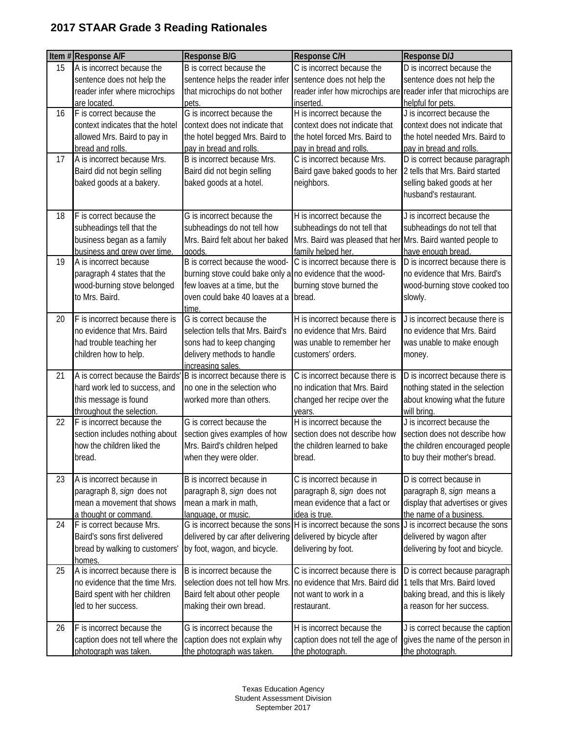## 2017 STAAR Grade 3 Reading Rationales

| Item # | Response A/F | Response B/G | Response C/H | Response D/J |
|---|---|---|---|---|
| 15 | A is incorrect because the sentence does not help the reader infer where microchips are located. | B is correct because the sentence helps the reader infer that microchips do not bother pets. | C is incorrect because the sentence does not help the reader infer how microchips are inserted. | D is incorrect because the sentence does not help the reader infer that microchips are helpful for pets. |
| 16 | F is correct because the context indicates that the hotel allowed Mrs. Baird to pay in bread and rolls. | G is incorrect because the context does not indicate that the hotel begged Mrs. Baird to pay in bread and rolls. | H is incorrect because the context does not indicate that the hotel forced Mrs. Baird to pay in bread and rolls. | J is incorrect because the context does not indicate that the hotel needed Mrs. Baird to pay in bread and rolls. |
| 17 | A is incorrect because Mrs. Baird did not begin selling baked goods at a bakery. | B is incorrect because Mrs. Baird did not begin selling baked goods at a hotel. | C is incorrect because Mrs. Baird gave baked goods to her neighbors. | D is correct because paragraph 2 tells that Mrs. Baird started selling baked goods at her husband's restaurant. |
| 18 | F is correct because the subheadings tell that the business began as a family business and grew over time. | G is incorrect because the subheadings do not tell how Mrs. Baird felt about her baked goods. | H is incorrect because the subheadings do not tell that Mrs. Baird was pleased that her family helped her. | J is incorrect because the subheadings do not tell that Mrs. Baird wanted people to have enough bread. |
| 19 | A is incorrect because paragraph 4 states that the wood-burning stove belonged to Mrs. Baird. | B is correct because the wood-burning stove could bake only a few loaves at a time, but the oven could bake 40 loaves at a time. | C is incorrect because there is no evidence that the wood-burning stove burned the bread. | D is incorrect because there is no evidence that Mrs. Baird's wood-burning stove cooked too slowly. |
| 20 | F is incorrect because there is no evidence that Mrs. Baird had trouble teaching her children how to help. | G is correct because the selection tells that Mrs. Baird's sons had to keep changing delivery methods to handle increasing sales. | H is incorrect because there is no evidence that Mrs. Baird was unable to remember her customers' orders. | J is incorrect because there is no evidence that Mrs. Baird was unable to make enough money. |
| 21 | A is correct because the Bairds' hard work led to success, and this message is found throughout the selection. | B is incorrect because there is no one in the selection who worked more than others. | C is incorrect because there is no indication that Mrs. Baird changed her recipe over the years. | D is incorrect because there is nothing stated in the selection about knowing what the future will bring. |
| 22 | F is incorrect because the section includes nothing about how the children liked the bread. | G is correct because the section gives examples of how Mrs. Baird's children helped when they were older. | H is incorrect because the section does not describe how the children learned to bake bread. | J is incorrect because the section does not describe how the children encouraged people to buy their mother's bread. |
| 23 | A is incorrect because in paragraph 8, *sign* does not mean a movement that shows a thought or command. | B is incorrect because in paragraph 8, *sign* does not mean a mark in math, language, or music. | C is incorrect because in paragraph 8, *sign* does not mean evidence that a fact or idea is true. | D is correct because in paragraph 8, *sign* means a display that advertises or gives the name of a business. |
| 24 | F is correct because Mrs. Baird's sons first delivered bread by walking to customers' homes. | G is incorrect because the sons delivered by car after delivering by foot, wagon, and bicycle. | H is incorrect because the sons delivered by bicycle after delivering by foot. | J is incorrect because the sons delivered by wagon after delivering by foot and bicycle. |
| 25 | A is incorrect because there is no evidence that the time Mrs. Baird spent with her children led to her success. | B is incorrect because the selection does not tell how Mrs. Baird felt about other people making their own bread. | C is incorrect because there is no evidence that Mrs. Baird did not want to work in a restaurant. | D is correct because paragraph 1 tells that Mrs. Baird loved baking bread, and this is likely a reason for her success. |
| 26 | F is incorrect because the caption does not tell where the photograph was taken. | G is incorrect because the caption does not explain why the photograph was taken. | H is incorrect because the caption does not tell the age of the photograph. | J is correct because the caption gives the name of the person in the photograph. |

Texas Education Agency
Student Assessment Division
September 2017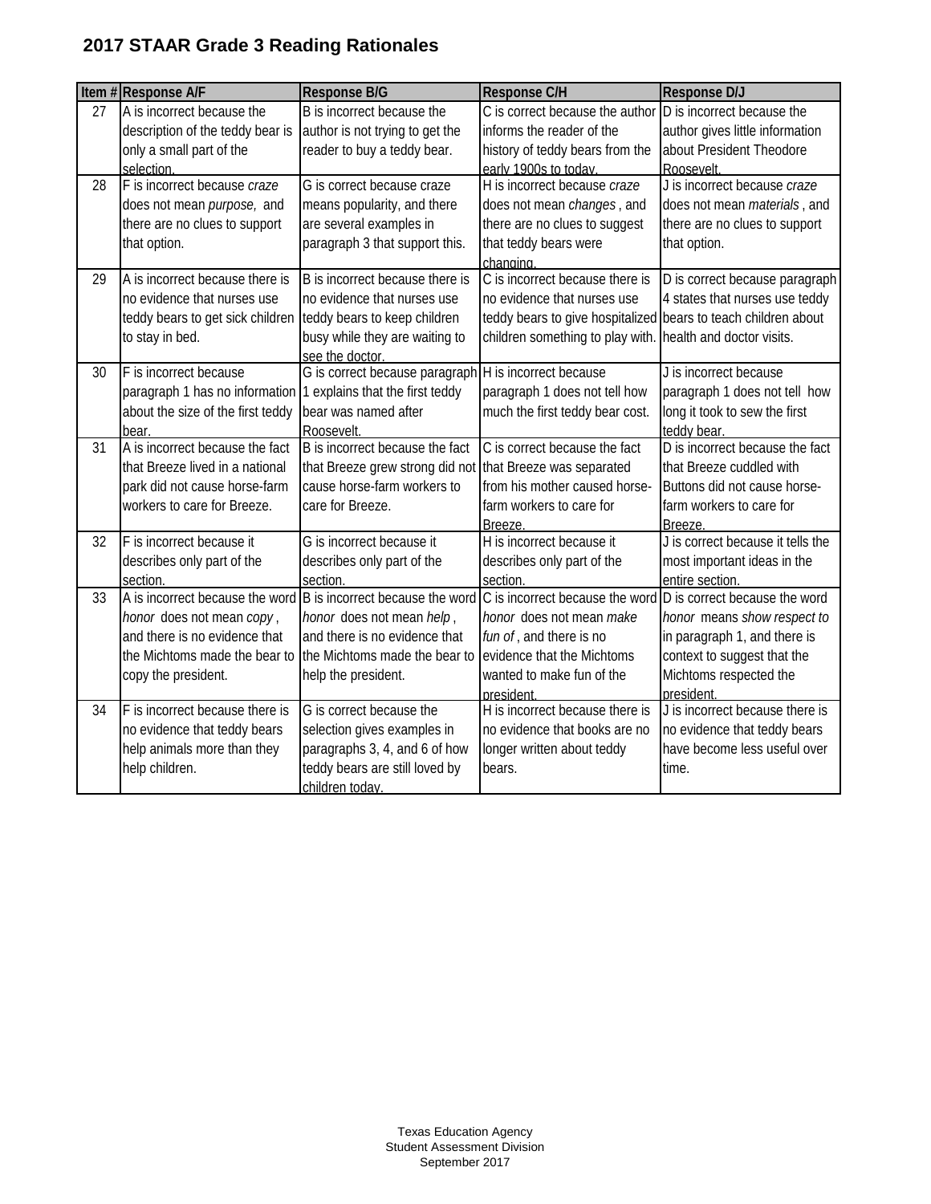## 2017 STAAR Grade 3 Reading Rationales

| Item # | Response A/F | Response B/G | Response C/H | Response D/J |
|---|---|---|---|---|
| 27 | A is incorrect because the description of the teddy bear is only a small part of the selection. | B is incorrect because the author is not trying to get the reader to buy a teddy bear. | C is correct because the author informs the reader of the history of teddy bears from the early 1900s to today. | D is incorrect because the author gives little information about President Theodore Roosevelt. |
| 28 | F is incorrect because *craze* does not mean *purpose,* and there are no clues to support that option. | G is correct because craze means popularity, and there are several examples in paragraph 3 that support this. | H is incorrect because *craze* does not mean *changes* , and there are no clues to suggest that teddy bears were changing. | J is incorrect because *craze* does not mean *materials* , and there are no clues to support that option. |
| 29 | A is incorrect because there is no evidence that nurses use teddy bears to get sick children to stay in bed. | B is incorrect because there is no evidence that nurses use teddy bears to keep children busy while they are waiting to see the doctor. | C is incorrect because there is no evidence that nurses use teddy bears to give hospitalized children something to play with. | D is correct because paragraph 4 states that nurses use teddy bears to teach children about health and doctor visits. |
| 30 | F is incorrect because paragraph 1 has no information about the size of the first teddy bear. | G is correct because paragraph 1 explains that the first teddy bear was named after Roosevelt. | H is incorrect because paragraph 1 does not tell how much the first teddy bear cost. | J is incorrect because paragraph 1 does not tell how long it took to sew the first teddy bear. |
| 31 | A is incorrect because the fact that Breeze lived in a national park did not cause horse-farm workers to care for Breeze. | B is incorrect because the fact that Breeze grew strong did not cause horse-farm workers to care for Breeze. | C is correct because the fact that Breeze was separated from his mother caused horse-farm workers to care for Breeze. | D is incorrect because the fact that Breeze cuddled with Buttons did not cause horse-farm workers to care for Breeze. |
| 32 | F is incorrect because it describes only part of the section. | G is incorrect because it describes only part of the section. | H is incorrect because it describes only part of the section. | J is correct because it tells the most important ideas in the entire section. |
| 33 | A is incorrect because the word *honor* does not mean *copy* , and there is no evidence that the Michtoms made the bear to copy the president. | B is incorrect because the word *honor* does not mean *help* , and there is no evidence that the Michtoms made the bear to help the president. | C is incorrect because the word *honor* does not mean *make fun of* , and there is no evidence that the Michtoms wanted to make fun of the president. | D is correct because the word *honor* means *show respect to* in paragraph 1, and there is context to suggest that the Michtoms respected the president. |
| 34 | F is incorrect because there is no evidence that teddy bears help animals more than they help children. | G is correct because the selection gives examples in paragraphs 3, 4, and 6 of how teddy bears are still loved by children today. | H is incorrect because there is no evidence that books are no longer written about teddy bears. | J is incorrect because there is no evidence that teddy bears have become less useful over time. |

Texas Education Agency
Student Assessment Division
September 2017